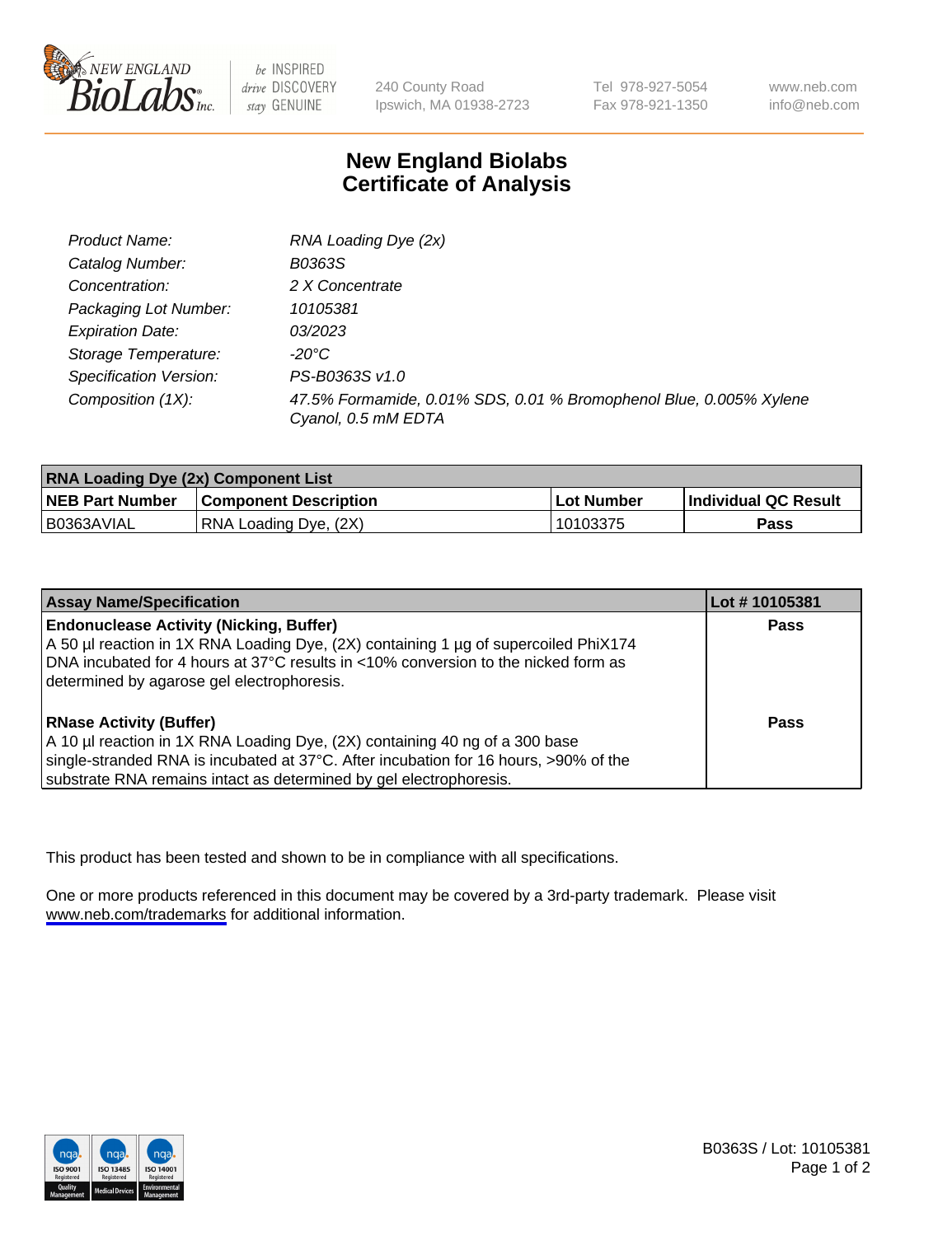240 County Road
Ipswich, MA 01938-2723

Tel 978-927-5054
Fax 978-921-1350

www.neb.com
info@neb.com

# New England Biolabs
# Certificate of Analysis

| | |
|---|---|
| *Product Name:* | *RNA Loading Dye (2x)* |
| *Catalog Number:* | *B0363S* |
| *Concentration:* | *2 X Concentrate* |
| *Packaging Lot Number:* | *10105381* |
| *Expiration Date:* | *03/2023* |
| *Storage Temperature:* | *-20°C* |
| *Specification Version:* | *PS-B0363S v1.0* |
| *Composition (1X):* | *47.5% Formamide, 0.01% SDS, 0.01 % Bromophenol Blue, 0.005% Xylene Cyanol, 0.5 mM EDTA* |

| **RNA Loading Dye (2x) Component List** | | | |
|---|---|---|---|
| **NEB Part Number** | **Component Description** | **Lot Number** | **Individual QC Result** |
| B0363AVIAL | RNA Loading Dye, (2X) | 10103375 | **Pass** |

| **Assay Name/Specification** | **Lot # 10105381** |
|---|---|
| **Endonuclease Activity (Nicking, Buffer)**<br>A 50 µl reaction in 1X RNA Loading Dye, (2X) containing 1 µg of supercoiled PhiX174 DNA incubated for 4 hours at 37°C results in <10% conversion to the nicked form as determined by agarose gel electrophoresis. | **Pass** |
| **RNase Activity (Buffer)**<br>A 10 µl reaction in 1X RNA Loading Dye, (2X) containing 40 ng of a 300 base single-stranded RNA is incubated at 37°C. After incubation for 16 hours, >90% of the substrate RNA remains intact as determined by gel electrophoresis. | **Pass** |

This product has been tested and shown to be in compliance with all specifications.

One or more products referenced in this document may be covered by a 3rd-party trademark. Please visit www.neb.com/trademarks for additional information.

B0363S / Lot: 10105381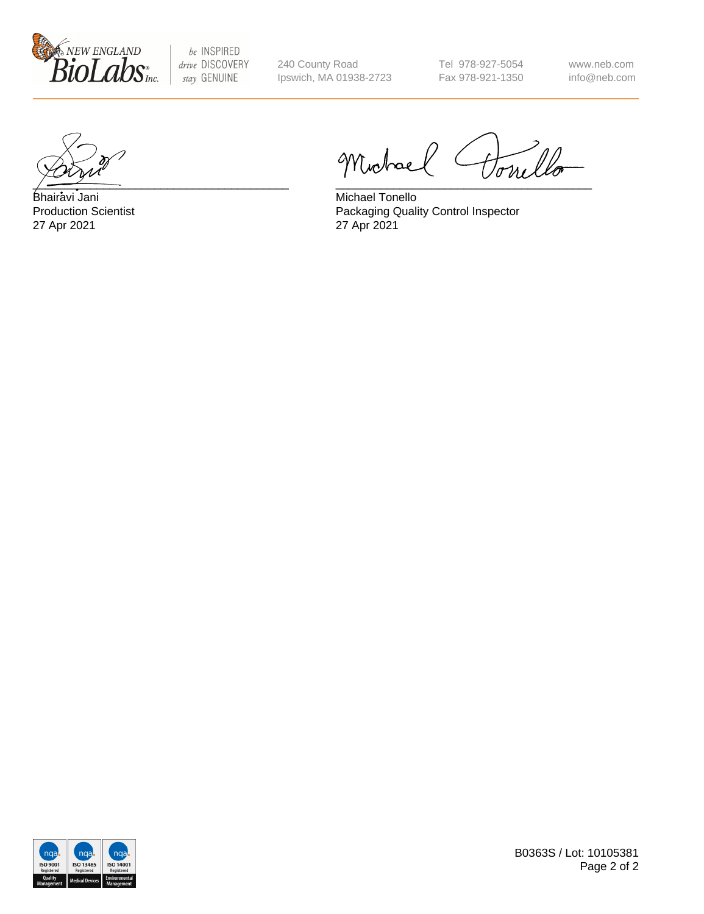NEW ENGLAND BioLabs Inc.

be INSPIRED drive DISCOVERY stay GENUINE

240 County Road
Ipswich, MA 01938-2723

Tel 978-927-5054
Fax 978-921-1350

www.neb.com
info@neb.com

Bhairavi Jani
Production Scientist
27 Apr 2021

Michael Tonello
Packaging Quality Control Inspector
27 Apr 2021

B0363S / Lot: 10105381